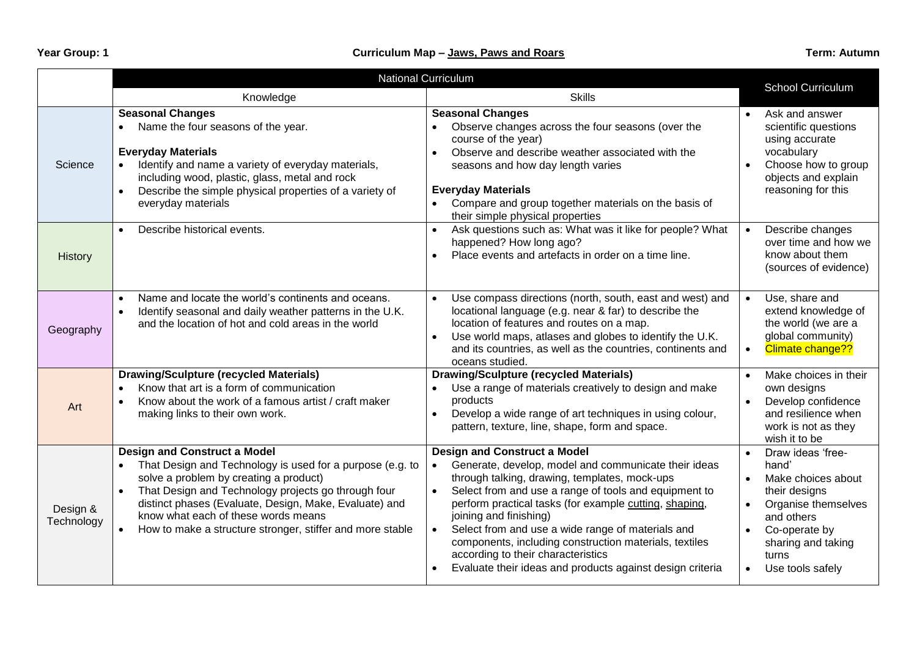**Year Group: 1** | **Curriculum Map – <u>Jaws, Paws and Roars</u>** | **Term: Autumn**

| | National Curriculum | | School Curriculum |
|---|---|---|---|
| | Knowledge | Skills | |
| Science | **Seasonal Changes**<br>• Name the four seasons of the year.<br><br>**Everyday Materials**<br>• Identify and name a variety of everyday materials, including wood, plastic, glass, metal and rock<br>• Describe the simple physical properties of a variety of everyday materials | **Seasonal Changes**<br>• Observe changes across the four seasons (over the course of the year)<br>• Observe and describe weather associated with the seasons and how day length varies<br><br>**Everyday Materials**<br>• Compare and group together materials on the basis of their simple physical properties | • Ask and answer scientific questions using accurate vocabulary<br>• Choose how to group objects and explain reasoning for this |
| History | • Describe historical events. | • Ask questions such as: What was it like for people? What happened? How long ago?<br>• Place events and artefacts in order on a time line. | • Describe changes over time and how we know about them (sources of evidence) |
| Geography | • Name and locate the world's continents and oceans.<br>• Identify seasonal and daily weather patterns in the U.K. and the location of hot and cold areas in the world | • Use compass directions (north, south, east and west) and locational language (e.g. near & far) to describe the location of features and routes on a map.<br>• Use world maps, atlases and globes to identify the U.K. and its countries, as well as the countries, continents and oceans studied. | • Use, share and extend knowledge of the world (we are a global community)<br>• Climate change?? |
| Art | **Drawing/Sculpture (recycled Materials)**<br>• Know that art is a form of communication<br>• Know about the work of a famous artist / craft maker making links to their own work. | **Drawing/Sculpture (recycled Materials)**<br>• Use a range of materials creatively to design and make products<br>• Develop a wide range of art techniques in using colour, pattern, texture, line, shape, form and space. | • Make choices in their own designs<br>• Develop confidence and resilience when work is not as they wish it to be |
| Design & Technology | **Design and Construct a Model**<br>• That Design and Technology is used for a purpose (e.g. to solve a problem by creating a product)<br>• That Design and Technology projects go through four distinct phases (Evaluate, Design, Make, Evaluate) and know what each of these words means<br>• How to make a structure stronger, stiffer and more stable | **Design and Construct a Model**<br>• Generate, develop, model and communicate their ideas through talking, drawing, templates, mock-ups<br>• Select from and use a range of tools and equipment to perform practical tasks (for example <u>cutting</u>, <u>shaping</u>, joining and finishing)<br>• Select from and use a wide range of materials and components, including construction materials, textiles according to their characteristics<br>• Evaluate their ideas and products against design criteria | • Draw ideas 'free-hand'<br>• Make choices about their designs<br>• Organise themselves and others<br>• Co-operate by sharing and taking turns<br>• Use tools safely |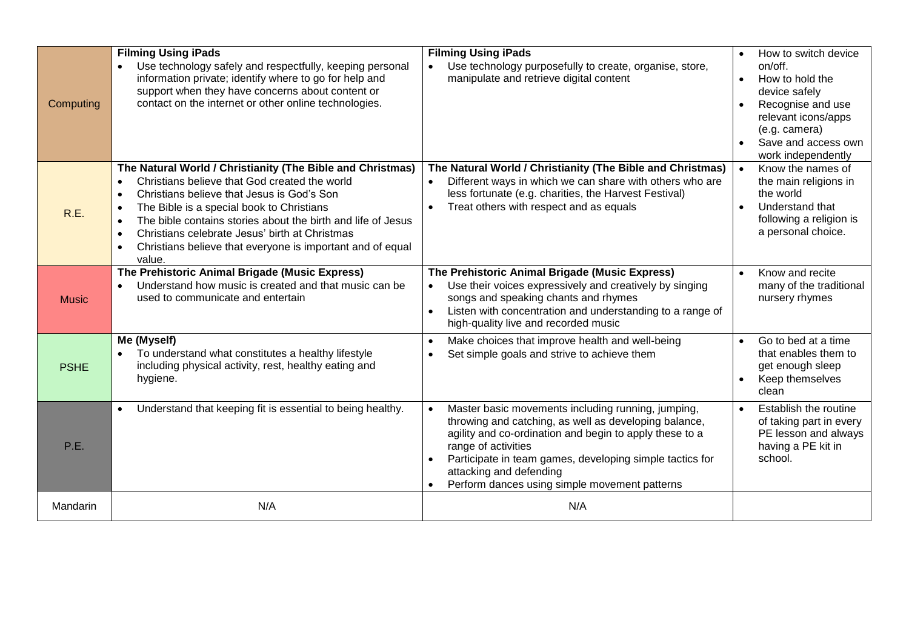| | | | |
|---|---|---|---|
| Computing | **Filming Using iPads**<br>• Use technology safely and respectfully, keeping personal information private; identify where to go for help and support when they have concerns about content or contact on the internet or other online technologies. | **Filming Using iPads**<br>• Use technology purposefully to create, organise, store, manipulate and retrieve digital content | • How to switch device on/off.<br>• How to hold the device safely<br>• Recognise and use relevant icons/apps (e.g. camera)<br>• Save and access own work independently |
| R.E. | **The Natural World / Christianity (The Bible and Christmas)**<br>• Christians believe that God created the world<br>• Christians believe that Jesus is God's Son<br>• The Bible is a special book to Christians<br>• The bible contains stories about the birth and life of Jesus<br>• Christians celebrate Jesus' birth at Christmas<br>• Christians believe that everyone is important and of equal value. | **The Natural World / Christianity (The Bible and Christmas)**<br>• Different ways in which we can share with others who are less fortunate (e.g. charities, the Harvest Festival)<br>• Treat others with respect and as equals | • Know the names of the main religions in the world<br>• Understand that following a religion is a personal choice. |
| Music | **The Prehistoric Animal Brigade (Music Express)**<br>• Understand how music is created and that music can be used to communicate and entertain | **The Prehistoric Animal Brigade (Music Express)**<br>• Use their voices expressively and creatively by singing songs and speaking chants and rhymes<br>• Listen with concentration and understanding to a range of high-quality live and recorded music | • Know and recite many of the traditional nursery rhymes |
| PSHE | **Me (Myself)**<br>• To understand what constitutes a healthy lifestyle including physical activity, rest, healthy eating and hygiene. | • Make choices that improve health and well-being<br>• Set simple goals and strive to achieve them | • Go to bed at a time that enables them to get enough sleep<br>• Keep themselves clean |
| P.E. | • Understand that keeping fit is essential to being healthy. | • Master basic movements including running, jumping, throwing and catching, as well as developing balance, agility and co-ordination and begin to apply these to a range of activities<br>• Participate in team games, developing simple tactics for attacking and defending<br>• Perform dances using simple movement patterns | • Establish the routine of taking part in every PE lesson and always having a PE kit in school. |
| Mandarin | N/A | N/A | |